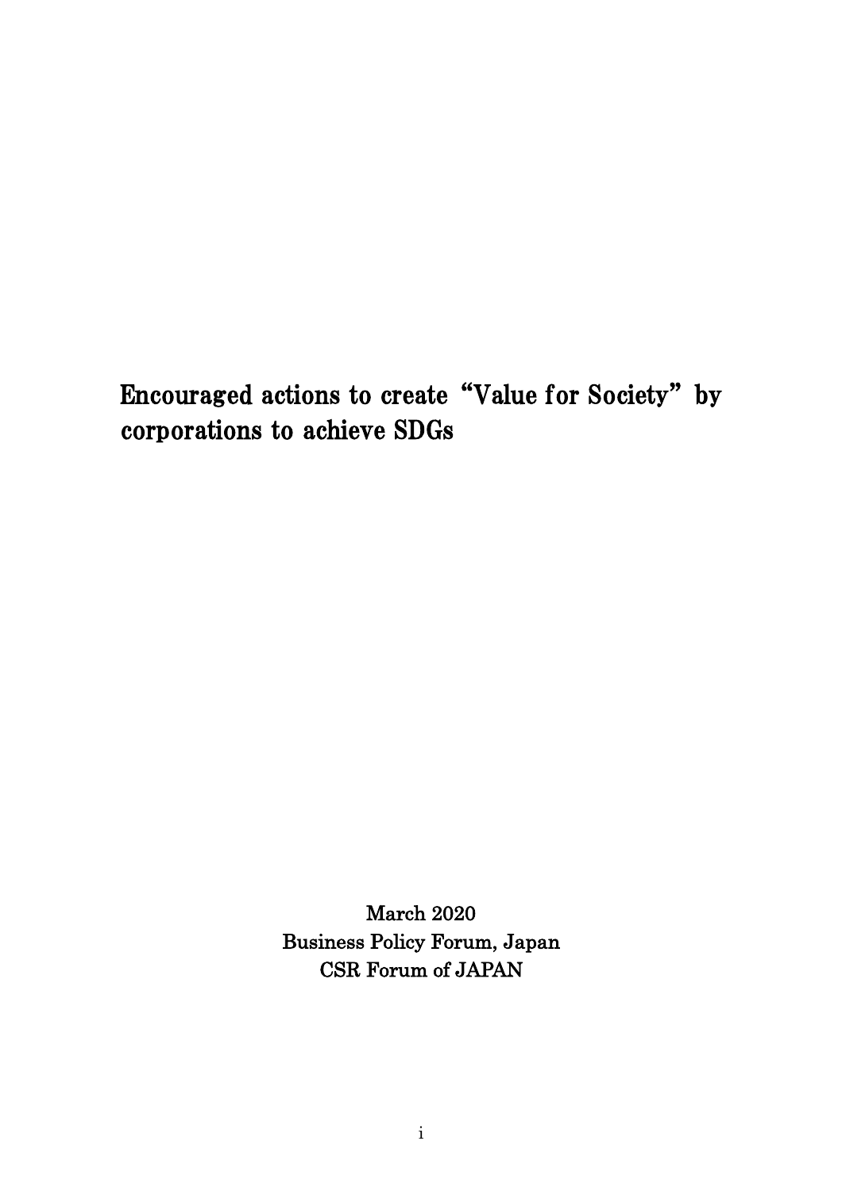# Encouraged actions to create "Value for Society" by corporations to achieve SDGs

March 2020
Business Policy Forum, Japan
CSR Forum of JAPAN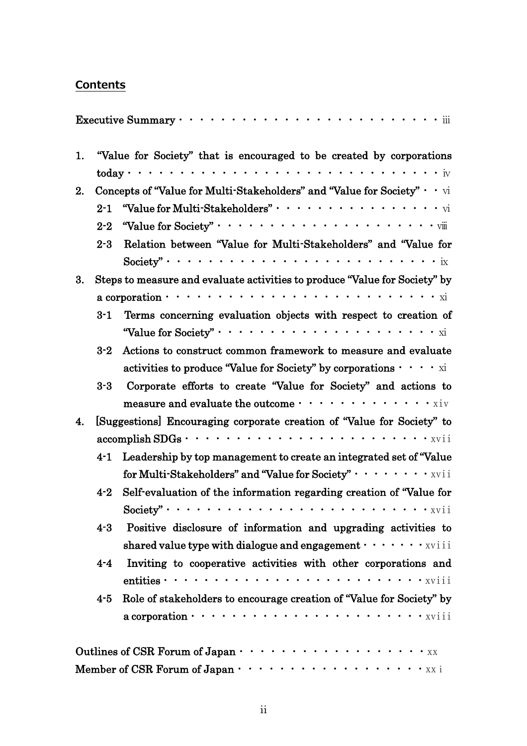## Contents

Executive Summary · · · · · · · · · · · · · · · · · · · · · · · · · iii

1. "Value for Society" that is encouraged to be created by corporations today · · · · · · · · · · · · · · · · · · · · · · · · · · · · · · · iv
2. Concepts of "Value for Multi-Stakeholders" and "Value for Society" · · vi
   - 2-1 "Value for Multi-Stakeholders" · · · · · · · · · · · · · · · · · vi
   - 2-2 "Value for Society" · · · · · · · · · · · · · · · · · · · · · · viii
   - 2-3 Relation between "Value for Multi-Stakeholders" and "Value for Society" · · · · · · · · · · · · · · · · · · · · · · · · · · · ix
3. Steps to measure and evaluate activities to produce "Value for Society" by a corporation · · · · · · · · · · · · · · · · · · · · · · · · · · xi
   - 3-1 Terms concerning evaluation objects with respect to creation of "Value for Society" · · · · · · · · · · · · · · · · · · · · · · xi
   - 3-2 Actions to construct common framework to measure and evaluate activities to produce "Value for Society" by corporations · · · · xi
   - 3-3 Corporate efforts to create "Value for Society" and actions to measure and evaluate the outcome · · · · · · · · · · · · · · xiv
4. [Suggestions] Encouraging corporate creation of "Value for Society" to accomplish SDGs · · · · · · · · · · · · · · · · · · · · · · · · · xvii
   - 4-1 Leadership by top management to create an integrated set of "Value for Multi-Stakeholders" and "Value for Society" · · · · · · · · xvii
   - 4-2 Self-evaluation of the information regarding creation of "Value for Society" · · · · · · · · · · · · · · · · · · · · · · · · · xvii
   - 4-3 Positive disclosure of information and upgrading activities to shared value type with dialogue and engagement · · · · · · · xviii
   - 4-4 Inviting to cooperative activities with other corporations and entities · · · · · · · · · · · · · · · · · · · · · · · · · · xviii
   - 4-5 Role of stakeholders to encourage creation of "Value for Society" by a corporation · · · · · · · · · · · · · · · · · · · · · · · xviii

Outlines of CSR Forum of Japan · · · · · · · · · · · · · · · · · · · xx

Member of CSR Forum of Japan · · · · · · · · · · · · · · · · · · · xxi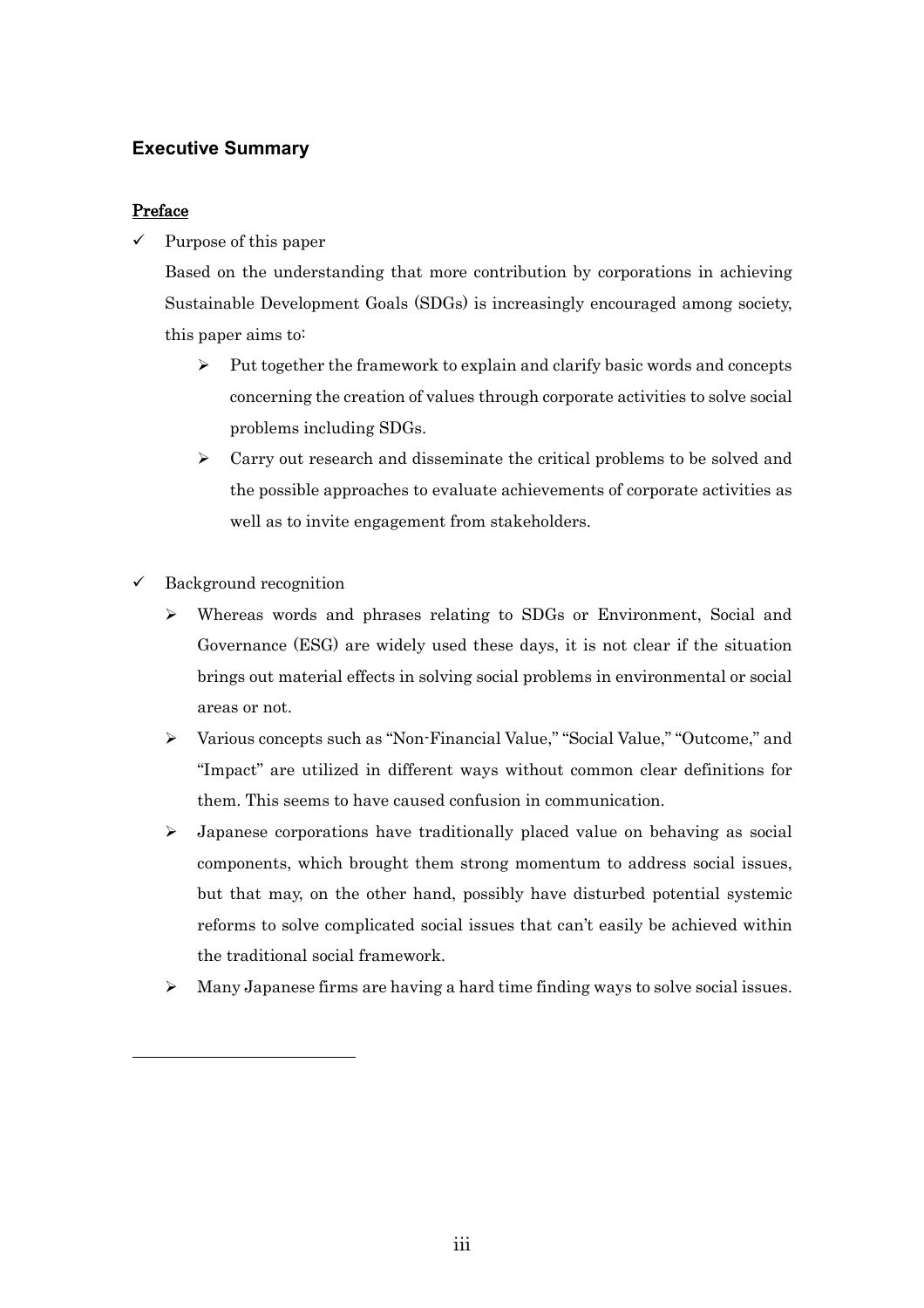## Executive Summary

### Preface

- ✓ Purpose of this paper

  Based on the understanding that more contribution by corporations in achieving Sustainable Development Goals (SDGs) is increasingly encouraged among society, this paper aims to:

  - Put together the framework to explain and clarify basic words and concepts concerning the creation of values through corporate activities to solve social problems including SDGs.
  - Carry out research and disseminate the critical problems to be solved and the possible approaches to evaluate achievements of corporate activities as well as to invite engagement from stakeholders.

- ✓ Background recognition

  - Whereas words and phrases relating to SDGs or Environment, Social and Governance (ESG) are widely used these days, it is not clear if the situation brings out material effects in solving social problems in environmental or social areas or not.
  - Various concepts such as "Non-Financial Value," "Social Value," "Outcome," and "Impact" are utilized in different ways without common clear definitions for them. This seems to have caused confusion in communication.
  - Japanese corporations have traditionally placed value on behaving as social components, which brought them strong momentum to address social issues, but that may, on the other hand, possibly have disturbed potential systemic reforms to solve complicated social issues that can't easily be achieved within the traditional social framework.
  - Many Japanese firms are having a hard time finding ways to solve social issues.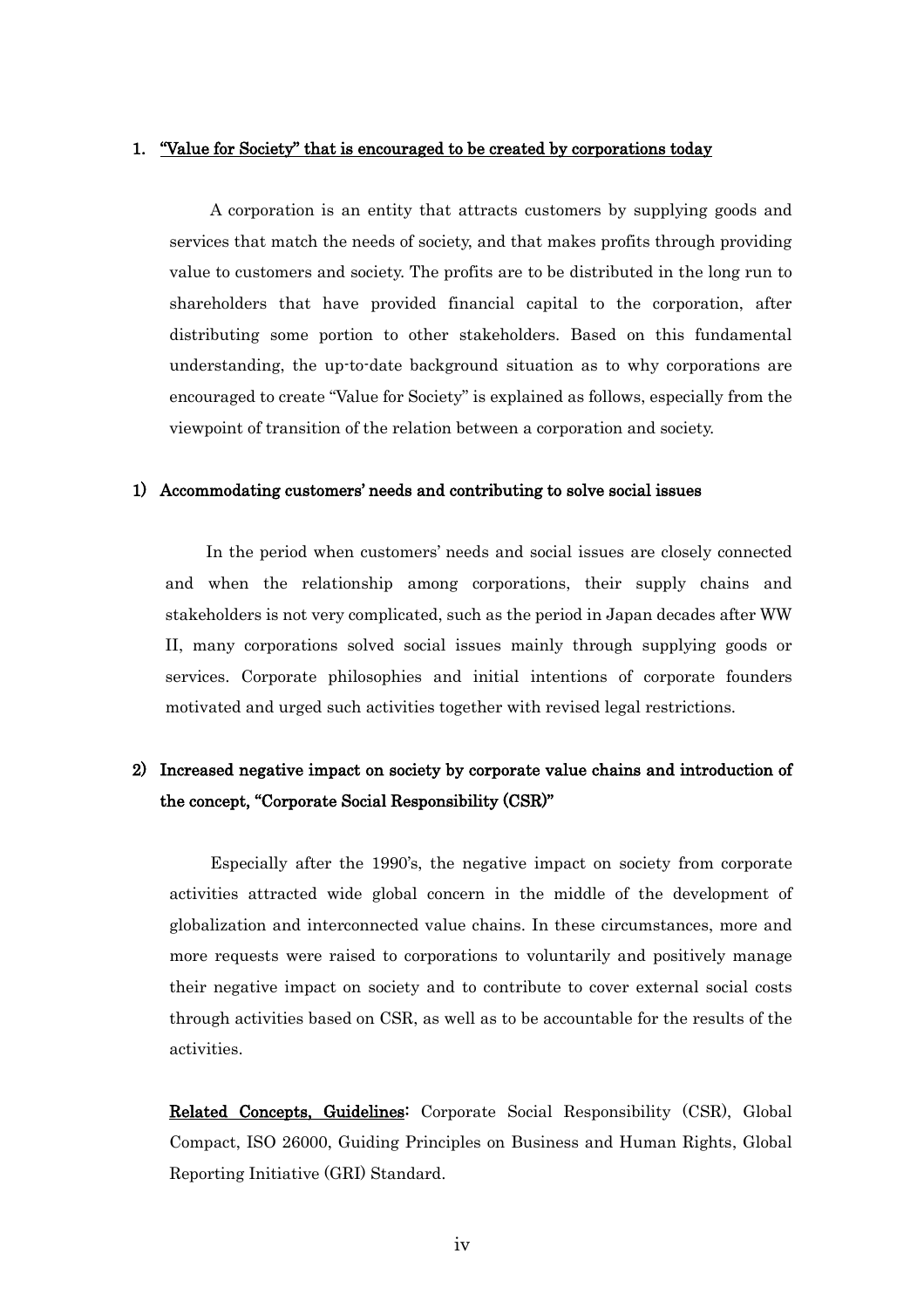## 1. "Value for Society" that is encouraged to be created by corporations today

A corporation is an entity that attracts customers by supplying goods and services that match the needs of society, and that makes profits through providing value to customers and society. The profits are to be distributed in the long run to shareholders that have provided financial capital to the corporation, after distributing some portion to other stakeholders. Based on this fundamental understanding, the up-to-date background situation as to why corporations are encouraged to create "Value for Society" is explained as follows, especially from the viewpoint of transition of the relation between a corporation and society.

### 1) Accommodating customers' needs and contributing to solve social issues

In the period when customers' needs and social issues are closely connected and when the relationship among corporations, their supply chains and stakeholders is not very complicated, such as the period in Japan decades after WW II, many corporations solved social issues mainly through supplying goods or services. Corporate philosophies and initial intentions of corporate founders motivated and urged such activities together with revised legal restrictions.

### 2) Increased negative impact on society by corporate value chains and introduction of the concept, "Corporate Social Responsibility (CSR)"

Especially after the 1990's, the negative impact on society from corporate activities attracted wide global concern in the middle of the development of globalization and interconnected value chains. In these circumstances, more and more requests were raised to corporations to voluntarily and positively manage their negative impact on society and to contribute to cover external social costs through activities based on CSR, as well as to be accountable for the results of the activities.

**Related Concepts, Guidelines:** Corporate Social Responsibility (CSR), Global Compact, ISO 26000, Guiding Principles on Business and Human Rights, Global Reporting Initiative (GRI) Standard.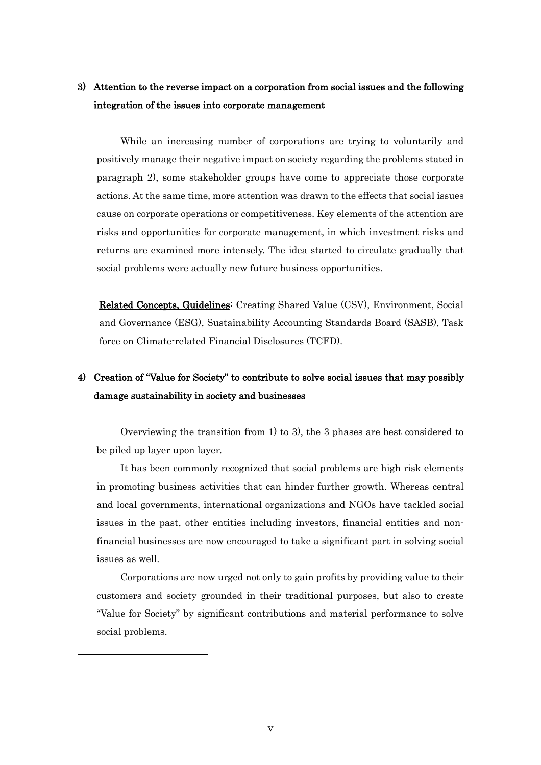### 3) Attention to the reverse impact on a corporation from social issues and the following integration of the issues into corporate management

While an increasing number of corporations are trying to voluntarily and positively manage their negative impact on society regarding the problems stated in paragraph 2), some stakeholder groups have come to appreciate those corporate actions. At the same time, more attention was drawn to the effects that social issues cause on corporate operations or competitiveness. Key elements of the attention are risks and opportunities for corporate management, in which investment risks and returns are examined more intensely. The idea started to circulate gradually that social problems were actually new future business opportunities.

**Related Concepts, Guidelines:** Creating Shared Value (CSV), Environment, Social and Governance (ESG), Sustainability Accounting Standards Board (SASB), Task force on Climate-related Financial Disclosures (TCFD).

### 4) Creation of "Value for Society" to contribute to solve social issues that may possibly damage sustainability in society and businesses

Overviewing the transition from 1) to 3), the 3 phases are best considered to be piled up layer upon layer.

It has been commonly recognized that social problems are high risk elements in promoting business activities that can hinder further growth. Whereas central and local governments, international organizations and NGOs have tackled social issues in the past, other entities including investors, financial entities and non-financial businesses are now encouraged to take a significant part in solving social issues as well.

Corporations are now urged not only to gain profits by providing value to their customers and society grounded in their traditional purposes, but also to create "Value for Society" by significant contributions and material performance to solve social problems.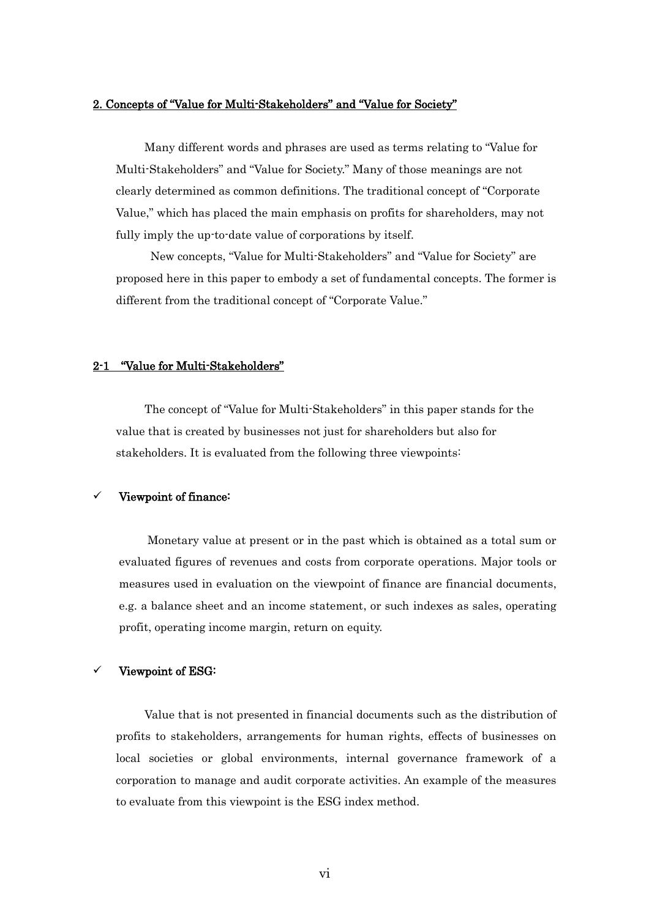## 2. Concepts of "Value for Multi-Stakeholders" and "Value for Society"

Many different words and phrases are used as terms relating to "Value for Multi-Stakeholders" and "Value for Society." Many of those meanings are not clearly determined as common definitions. The traditional concept of "Corporate Value," which has placed the main emphasis on profits for shareholders, may not fully imply the up-to-date value of corporations by itself.

New concepts, "Value for Multi-Stakeholders" and "Value for Society" are proposed here in this paper to embody a set of fundamental concepts. The former is different from the traditional concept of "Corporate Value."

### 2-1 "Value for Multi-Stakeholders"

The concept of "Value for Multi-Stakeholders" in this paper stands for the value that is created by businesses not just for shareholders but also for stakeholders. It is evaluated from the following three viewpoints:

- ✓ **Viewpoint of finance:**

  Monetary value at present or in the past which is obtained as a total sum or evaluated figures of revenues and costs from corporate operations. Major tools or measures used in evaluation on the viewpoint of finance are financial documents, e.g. a balance sheet and an income statement, or such indexes as sales, operating profit, operating income margin, return on equity.

- ✓ **Viewpoint of ESG:**

  Value that is not presented in financial documents such as the distribution of profits to stakeholders, arrangements for human rights, effects of businesses on local societies or global environments, internal governance framework of a corporation to manage and audit corporate activities. An example of the measures to evaluate from this viewpoint is the ESG index method.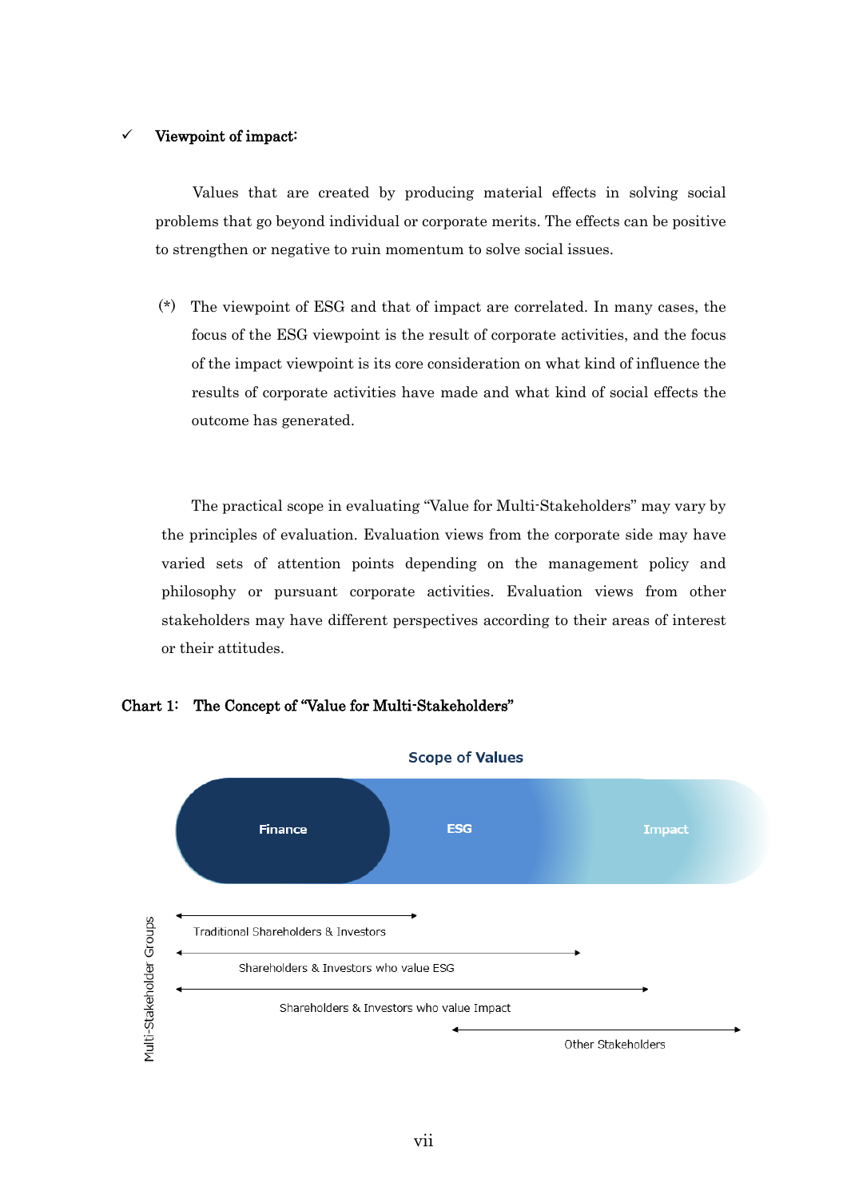✓ **Viewpoint of impact:**

Values that are created by producing material effects in solving social problems that go beyond individual or corporate merits. The effects can be positive to strengthen or negative to ruin momentum to solve social issues.

(*) The viewpoint of ESG and that of impact are correlated. In many cases, the focus of the ESG viewpoint is the result of corporate activities, and the focus of the impact viewpoint is its core consideration on what kind of influence the results of corporate activities have made and what kind of social effects the outcome has generated.

The practical scope in evaluating "Value for Multi-Stakeholders" may vary by the principles of evaluation. Evaluation views from the corporate side may have varied sets of attention points depending on the management policy and philosophy or pursuant corporate activities. Evaluation views from other stakeholders may have different perspectives according to their areas of interest or their attitudes.

**Chart 1: The Concept of "Value for Multi-Stakeholders"**

Scope of Values

Finance | ESG | Impact

Multi-Stakeholder Groups

- Traditional Shareholders & Investors
- Shareholders & Investors who value ESG
- Shareholders & Investors who value Impact
- Other Stakeholders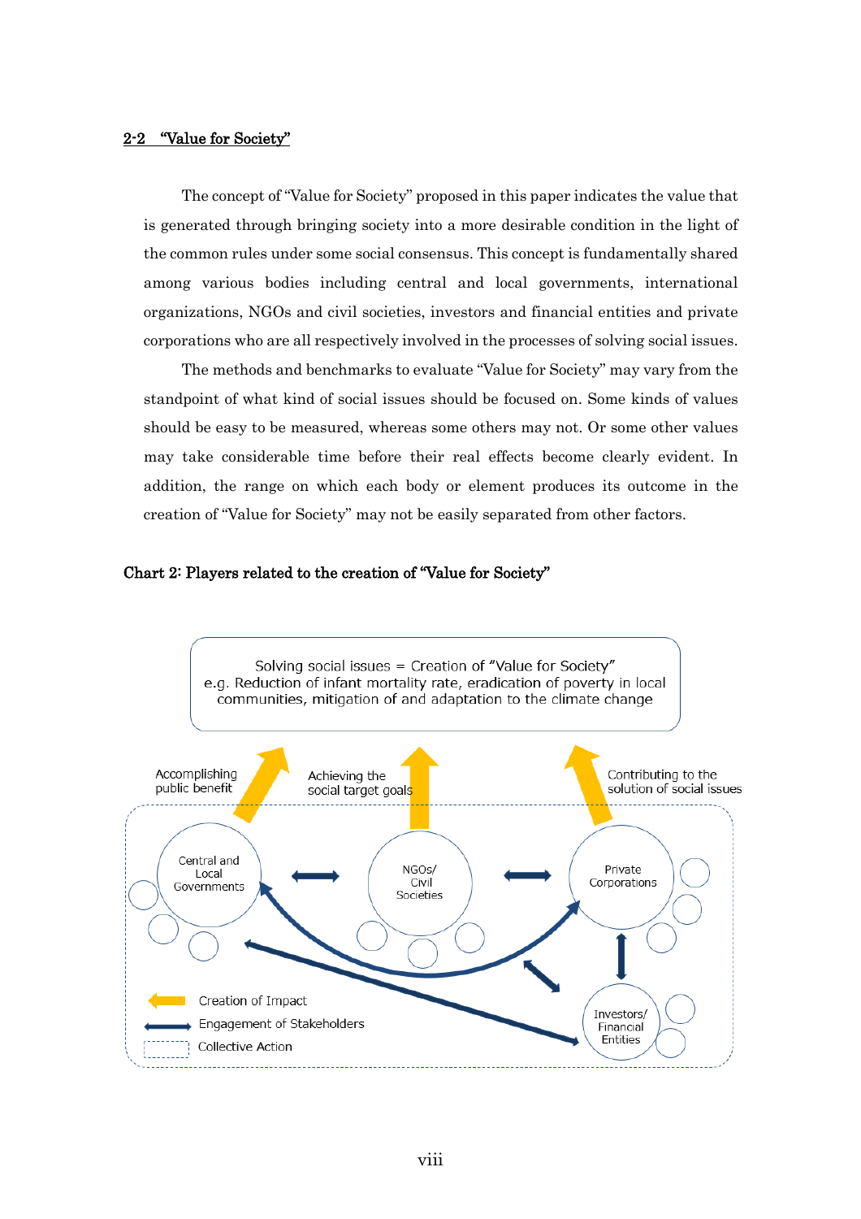## 2-2 "Value for Society"

The concept of "Value for Society" proposed in this paper indicates the value that is generated through bringing society into a more desirable condition in the light of the common rules under some social consensus. This concept is fundamentally shared among various bodies including central and local governments, international organizations, NGOs and civil societies, investors and financial entities and private corporations who are all respectively involved in the processes of solving social issues.

The methods and benchmarks to evaluate "Value for Society" may vary from the standpoint of what kind of social issues should be focused on. Some kinds of values should be easy to be measured, whereas some others may not. Or some other values may take considerable time before their real effects become clearly evident. In addition, the range on which each body or element produces its outcome in the creation of "Value for Society" may not be easily separated from other factors.

**Chart 2: Players related to the creation of "Value for Society"**

Solving social issues = Creation of "Value for Society"
e.g. Reduction of infant mortality rate, eradication of poverty in local communities, mitigation of and adaptation to the climate change

Accomplishing public benefit | Achieving the social target goals | Contributing to the solution of social issues

Central and Local Governments | NGOs/ Civil Societies | Private Corporations | Investors/ Financial Entities

Creation of Impact
Engagement of Stakeholders
Collective Action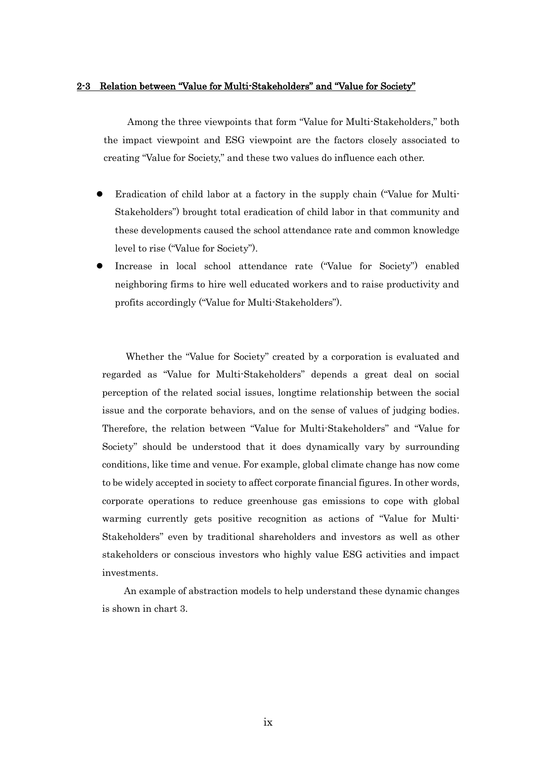## 2-3 Relation between "Value for Multi-Stakeholders" and "Value for Society"

Among the three viewpoints that form "Value for Multi-Stakeholders," both the impact viewpoint and ESG viewpoint are the factors closely associated to creating "Value for Society," and these two values do influence each other.

- Eradication of child labor at a factory in the supply chain ("Value for Multi-Stakeholders") brought total eradication of child labor in that community and these developments caused the school attendance rate and common knowledge level to rise ("Value for Society").
- Increase in local school attendance rate ("Value for Society") enabled neighboring firms to hire well educated workers and to raise productivity and profits accordingly ("Value for Multi-Stakeholders").

Whether the "Value for Society" created by a corporation is evaluated and regarded as "Value for Multi-Stakeholders" depends a great deal on social perception of the related social issues, longtime relationship between the social issue and the corporate behaviors, and on the sense of values of judging bodies. Therefore, the relation between "Value for Multi-Stakeholders" and "Value for Society" should be understood that it does dynamically vary by surrounding conditions, like time and venue. For example, global climate change has now come to be widely accepted in society to affect corporate financial figures. In other words, corporate operations to reduce greenhouse gas emissions to cope with global warming currently gets positive recognition as actions of "Value for Multi-Stakeholders" even by traditional shareholders and investors as well as other stakeholders or conscious investors who highly value ESG activities and impact investments.

An example of abstraction models to help understand these dynamic changes is shown in chart 3.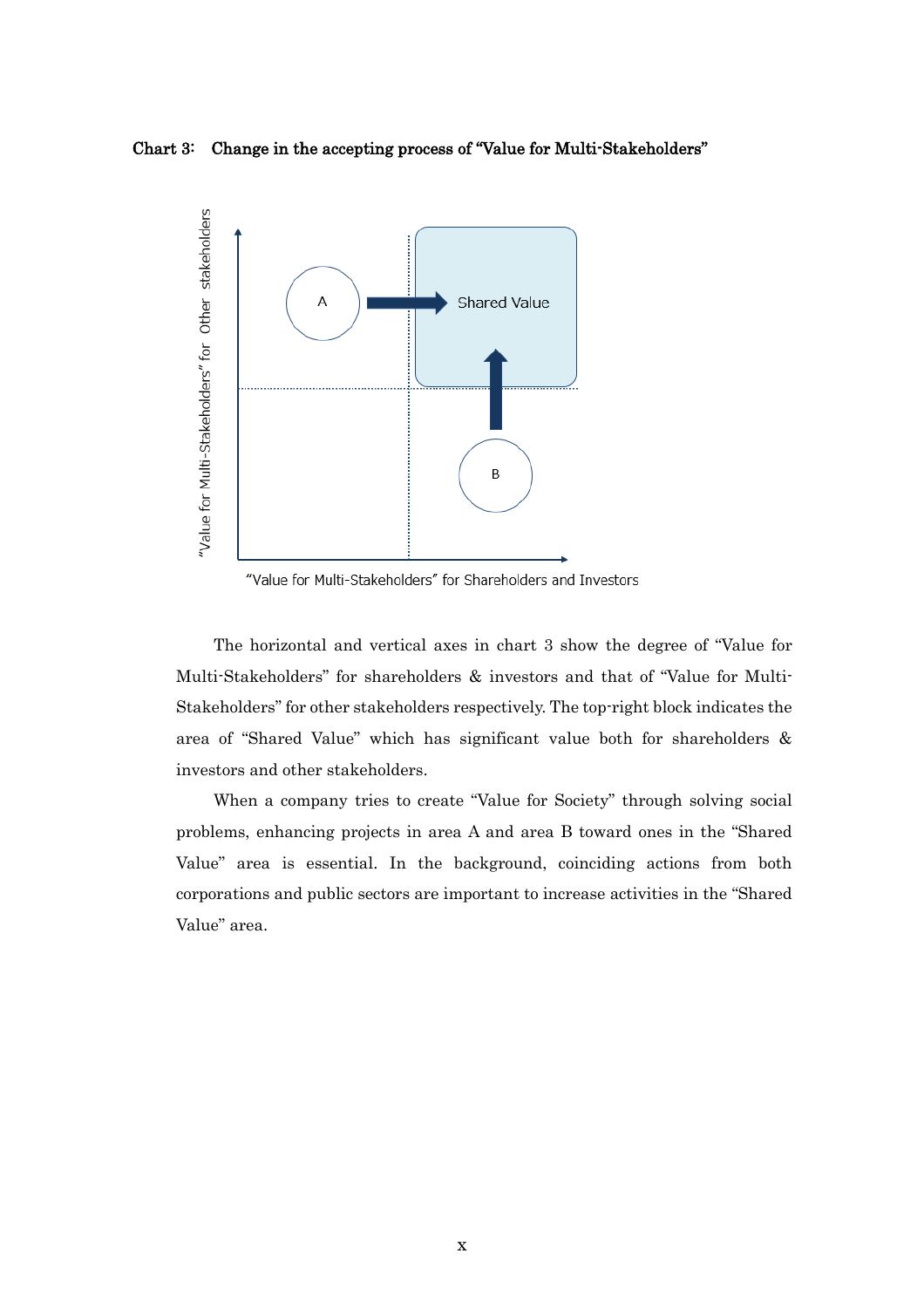**Chart 3: Change in the accepting process of "Value for Multi-Stakeholders"**

The horizontal and vertical axes in chart 3 show the degree of "Value for Multi-Stakeholders" for shareholders & investors and that of "Value for Multi-Stakeholders" for other stakeholders respectively. The top-right block indicates the area of "Shared Value" which has significant value both for shareholders & investors and other stakeholders.

When a company tries to create "Value for Society" through solving social problems, enhancing projects in area A and area B toward ones in the "Shared Value" area is essential. In the background, coinciding actions from both corporations and public sectors are important to increase activities in the "Shared Value" area.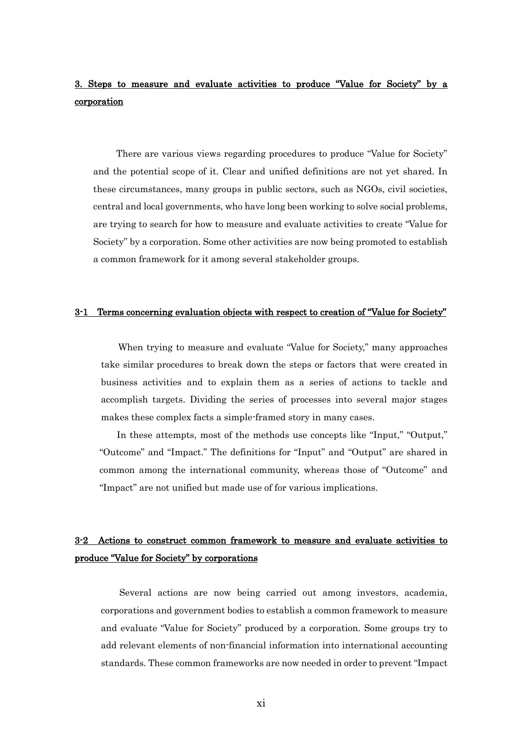## 3. Steps to measure and evaluate activities to produce "Value for Society" by a corporation

There are various views regarding procedures to produce "Value for Society" and the potential scope of it. Clear and unified definitions are not yet shared. In these circumstances, many groups in public sectors, such as NGOs, civil societies, central and local governments, who have long been working to solve social problems, are trying to search for how to measure and evaluate activities to create "Value for Society" by a corporation. Some other activities are now being promoted to establish a common framework for it among several stakeholder groups.

### 3-1 Terms concerning evaluation objects with respect to creation of "Value for Society"

When trying to measure and evaluate "Value for Society," many approaches take similar procedures to break down the steps or factors that were created in business activities and to explain them as a series of actions to tackle and accomplish targets. Dividing the series of processes into several major stages makes these complex facts a simple-framed story in many cases.

In these attempts, most of the methods use concepts like "Input," "Output," "Outcome" and "Impact." The definitions for "Input" and "Output" are shared in common among the international community, whereas those of "Outcome" and "Impact" are not unified but made use of for various implications.

### 3-2 Actions to construct common framework to measure and evaluate activities to produce "Value for Society" by corporations

Several actions are now being carried out among investors, academia, corporations and government bodies to establish a common framework to measure and evaluate "Value for Society" produced by a corporation. Some groups try to add relevant elements of non-financial information into international accounting standards. These common frameworks are now needed in order to prevent "Impact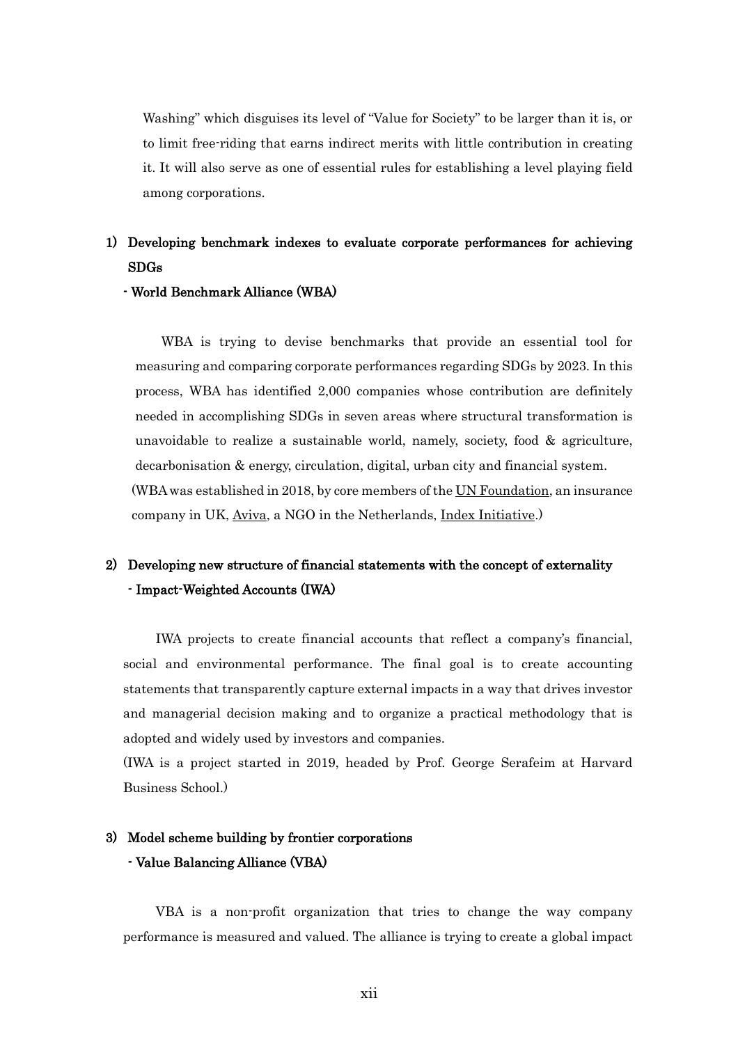Washing" which disguises its level of "Value for Society" to be larger than it is, or to limit free-riding that earns indirect merits with little contribution in creating it. It will also serve as one of essential rules for establishing a level playing field among corporations.

### 1) Developing benchmark indexes to evaluate corporate performances for achieving SDGs

**- World Benchmark Alliance (WBA)**

WBA is trying to devise benchmarks that provide an essential tool for measuring and comparing corporate performances regarding SDGs by 2023. In this process, WBA has identified 2,000 companies whose contribution are definitely needed in accomplishing SDGs in seven areas where structural transformation is unavoidable to realize a sustainable world, namely, society, food & agriculture, decarbonisation & energy, circulation, digital, urban city and financial system.

(WBA was established in 2018, by core members of the UN Foundation, an insurance company in UK, Aviva, a NGO in the Netherlands, Index Initiative.)

### 2) Developing new structure of financial statements with the concept of externality

**- Impact-Weighted Accounts (IWA)**

IWA projects to create financial accounts that reflect a company's financial, social and environmental performance. The final goal is to create accounting statements that transparently capture external impacts in a way that drives investor and managerial decision making and to organize a practical methodology that is adopted and widely used by investors and companies.

(IWA is a project started in 2019, headed by Prof. George Serafeim at Harvard Business School.)

### 3) Model scheme building by frontier corporations

**- Value Balancing Alliance (VBA)**

VBA is a non-profit organization that tries to change the way company performance is measured and valued. The alliance is trying to create a global impact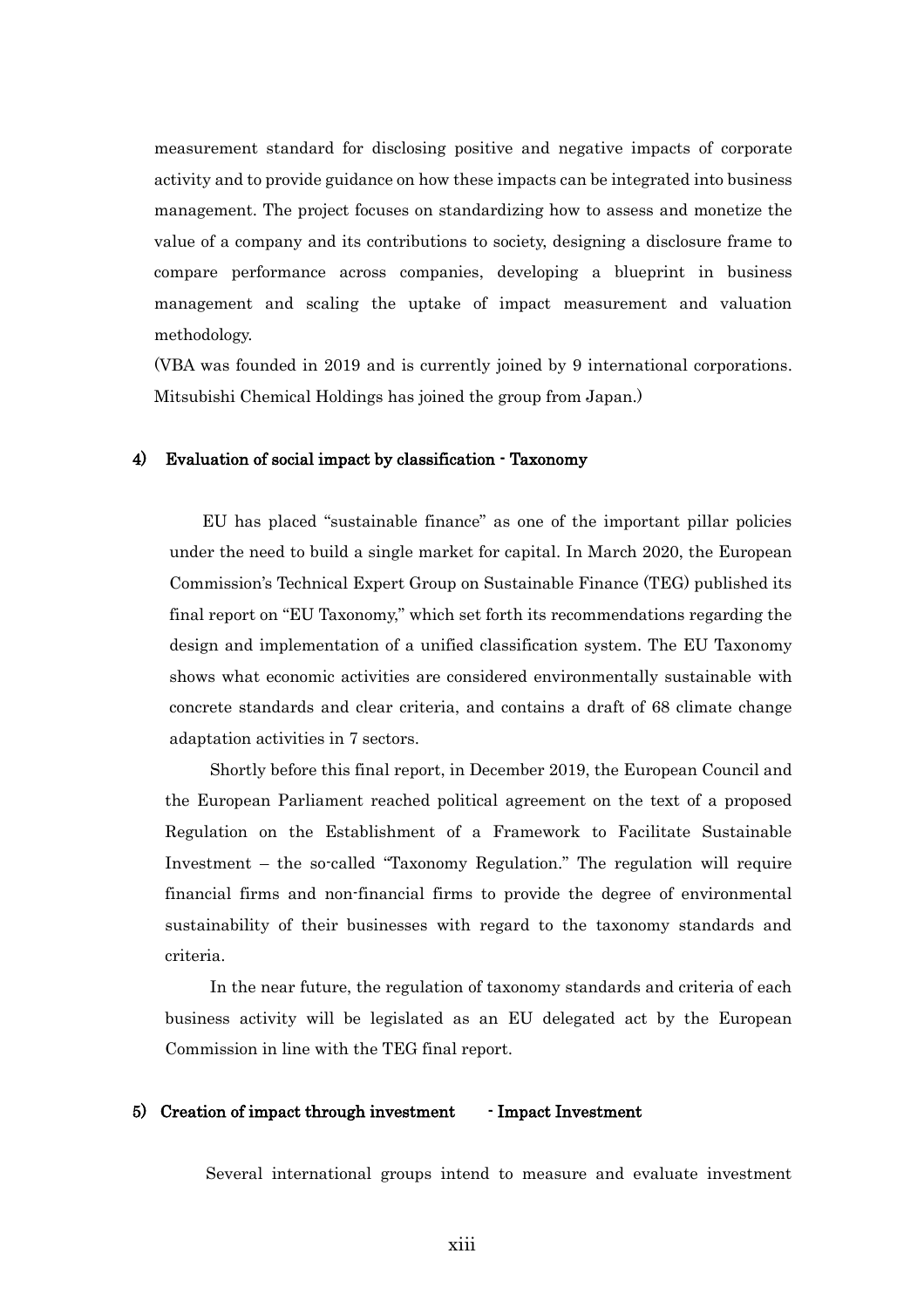measurement standard for disclosing positive and negative impacts of corporate activity and to provide guidance on how these impacts can be integrated into business management. The project focuses on standardizing how to assess and monetize the value of a company and its contributions to society, designing a disclosure frame to compare performance across companies, developing a blueprint in business management and scaling the uptake of impact measurement and valuation methodology.

(VBA was founded in 2019 and is currently joined by 9 international corporations. Mitsubishi Chemical Holdings has joined the group from Japan.)

#### 4) Evaluation of social impact by classification - Taxonomy

EU has placed "sustainable finance" as one of the important pillar policies under the need to build a single market for capital. In March 2020, the European Commission's Technical Expert Group on Sustainable Finance (TEG) published its final report on "EU Taxonomy," which set forth its recommendations regarding the design and implementation of a unified classification system. The EU Taxonomy shows what economic activities are considered environmentally sustainable with concrete standards and clear criteria, and contains a draft of 68 climate change adaptation activities in 7 sectors.

Shortly before this final report, in December 2019, the European Council and the European Parliament reached political agreement on the text of a proposed Regulation on the Establishment of a Framework to Facilitate Sustainable Investment – the so-called "Taxonomy Regulation." The regulation will require financial firms and non-financial firms to provide the degree of environmental sustainability of their businesses with regard to the taxonomy standards and criteria.

In the near future, the regulation of taxonomy standards and criteria of each business activity will be legislated as an EU delegated act by the European Commission in line with the TEG final report.

#### 5) Creation of impact through investment - Impact Investment

Several international groups intend to measure and evaluate investment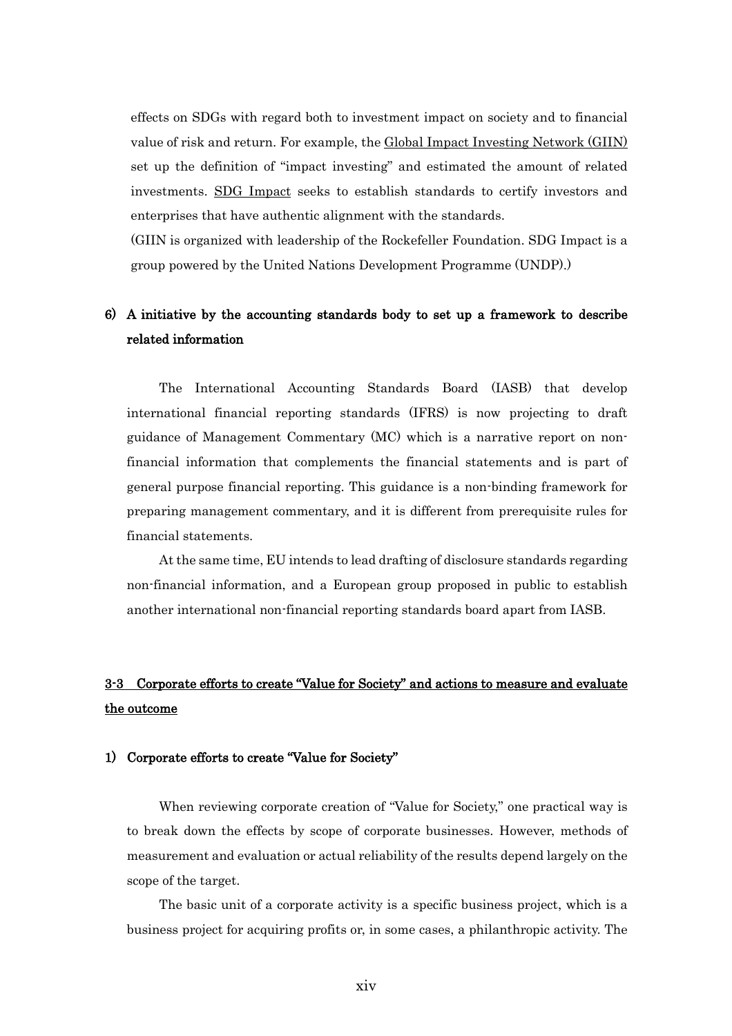effects on SDGs with regard both to investment impact on society and to financial value of risk and return. For example, the Global Impact Investing Network (GIIN) set up the definition of "impact investing" and estimated the amount of related investments. SDG Impact seeks to establish standards to certify investors and enterprises that have authentic alignment with the standards.

(GIIN is organized with leadership of the Rockefeller Foundation. SDG Impact is a group powered by the United Nations Development Programme (UNDP).)

### 6) A initiative by the accounting standards body to set up a framework to describe related information

The International Accounting Standards Board (IASB) that develop international financial reporting standards (IFRS) is now projecting to draft guidance of Management Commentary (MC) which is a narrative report on non-financial information that complements the financial statements and is part of general purpose financial reporting. This guidance is a non-binding framework for preparing management commentary, and it is different from prerequisite rules for financial statements.

At the same time, EU intends to lead drafting of disclosure standards regarding non-financial information, and a European group proposed in public to establish another international non-financial reporting standards board apart from IASB.

## 3-3 Corporate efforts to create "Value for Society" and actions to measure and evaluate the outcome

### 1) Corporate efforts to create "Value for Society"

When reviewing corporate creation of "Value for Society," one practical way is to break down the effects by scope of corporate businesses. However, methods of measurement and evaluation or actual reliability of the results depend largely on the scope of the target.

The basic unit of a corporate activity is a specific business project, which is a business project for acquiring profits or, in some cases, a philanthropic activity. The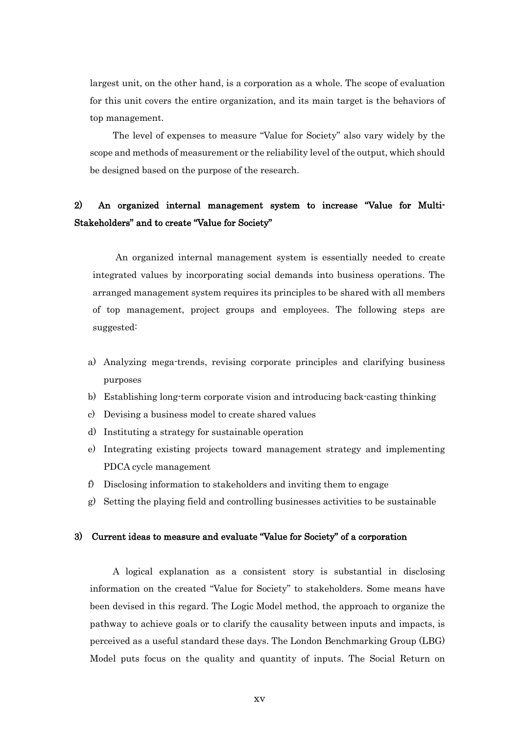largest unit, on the other hand, is a corporation as a whole. The scope of evaluation for this unit covers the entire organization, and its main target is the behaviors of top management.

The level of expenses to measure "Value for Society" also vary widely by the scope and methods of measurement or the reliability level of the output, which should be designed based on the purpose of the research.

### 2) An organized internal management system to increase "Value for Multi-Stakeholders" and to create "Value for Society"

An organized internal management system is essentially needed to create integrated values by incorporating social demands into business operations. The arranged management system requires its principles to be shared with all members of top management, project groups and employees. The following steps are suggested:

a) Analyzing mega-trends, revising corporate principles and clarifying business purposes
b) Establishing long-term corporate vision and introducing back-casting thinking
c) Devising a business model to create shared values
d) Instituting a strategy for sustainable operation
e) Integrating existing projects toward management strategy and implementing PDCA cycle management
f) Disclosing information to stakeholders and inviting them to engage
g) Setting the playing field and controlling businesses activities to be sustainable

### 3) Current ideas to measure and evaluate "Value for Society" of a corporation

A logical explanation as a consistent story is substantial in disclosing information on the created "Value for Society" to stakeholders. Some means have been devised in this regard. The Logic Model method, the approach to organize the pathway to achieve goals or to clarify the causality between inputs and impacts, is perceived as a useful standard these days. The London Benchmarking Group (LBG) Model puts focus on the quality and quantity of inputs. The Social Return on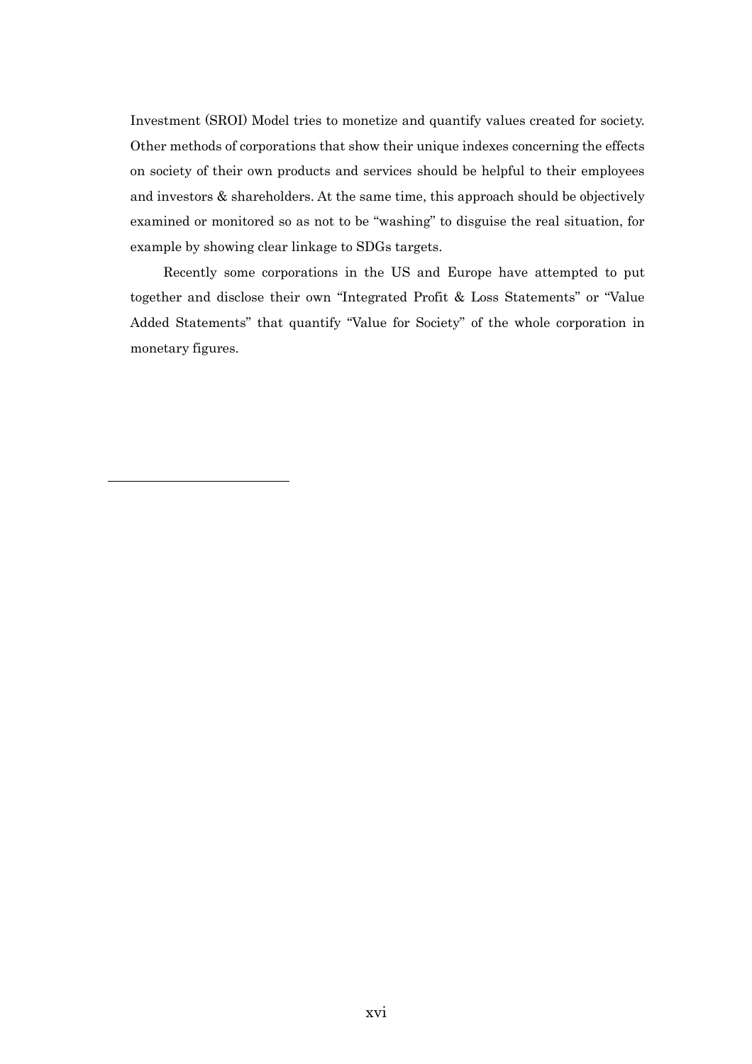Investment (SROI) Model tries to monetize and quantify values created for society. Other methods of corporations that show their unique indexes concerning the effects on society of their own products and services should be helpful to their employees and investors & shareholders. At the same time, this approach should be objectively examined or monitored so as not to be "washing" to disguise the real situation, for example by showing clear linkage to SDGs targets.

Recently some corporations in the US and Europe have attempted to put together and disclose their own "Integrated Profit & Loss Statements" or "Value Added Statements" that quantify "Value for Society" of the whole corporation in monetary figures.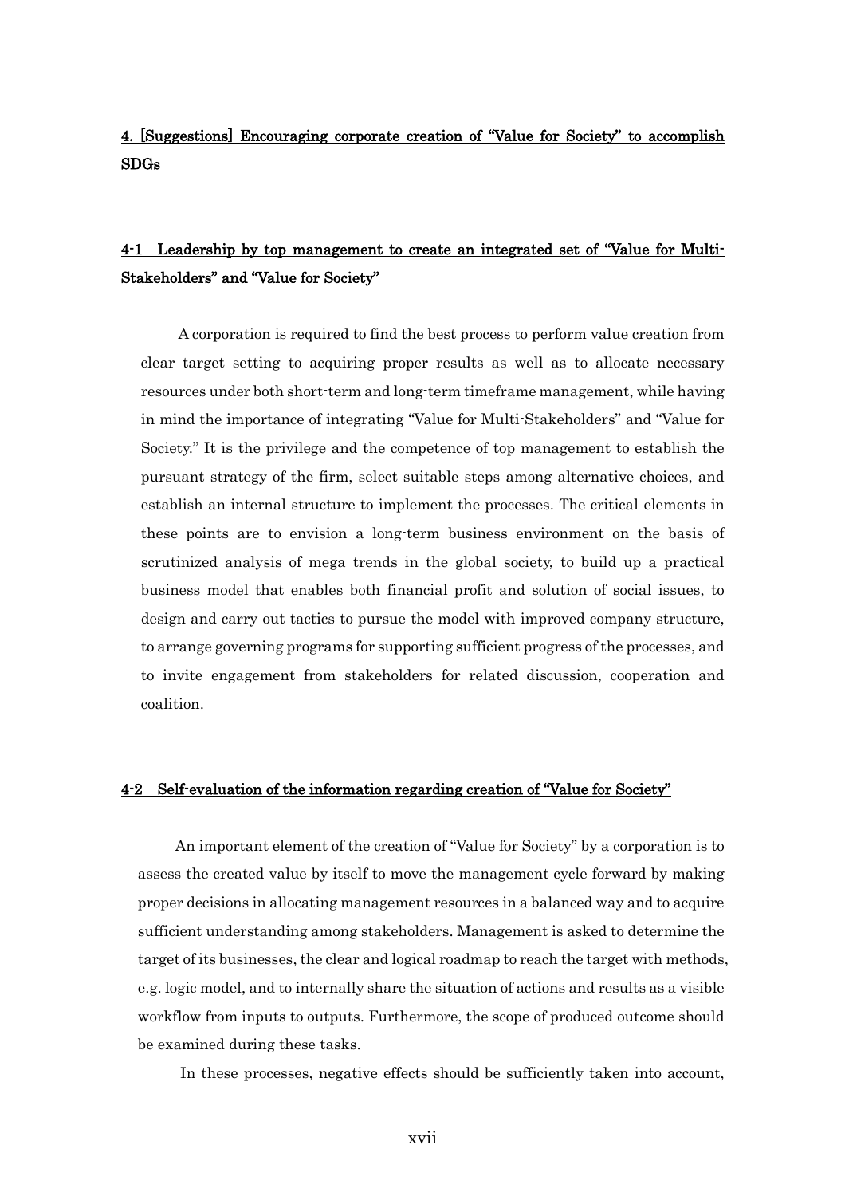## 4. [Suggestions] Encouraging corporate creation of "Value for Society" to accomplish SDGs

### 4-1 Leadership by top management to create an integrated set of "Value for Multi-Stakeholders" and "Value for Society"

A corporation is required to find the best process to perform value creation from clear target setting to acquiring proper results as well as to allocate necessary resources under both short-term and long-term timeframe management, while having in mind the importance of integrating "Value for Multi-Stakeholders" and "Value for Society." It is the privilege and the competence of top management to establish the pursuant strategy of the firm, select suitable steps among alternative choices, and establish an internal structure to implement the processes. The critical elements in these points are to envision a long-term business environment on the basis of scrutinized analysis of mega trends in the global society, to build up a practical business model that enables both financial profit and solution of social issues, to design and carry out tactics to pursue the model with improved company structure, to arrange governing programs for supporting sufficient progress of the processes, and to invite engagement from stakeholders for related discussion, cooperation and coalition.

### 4-2 Self-evaluation of the information regarding creation of "Value for Society"

An important element of the creation of "Value for Society" by a corporation is to assess the created value by itself to move the management cycle forward by making proper decisions in allocating management resources in a balanced way and to acquire sufficient understanding among stakeholders. Management is asked to determine the target of its businesses, the clear and logical roadmap to reach the target with methods, e.g. logic model, and to internally share the situation of actions and results as a visible workflow from inputs to outputs. Furthermore, the scope of produced outcome should be examined during these tasks.

In these processes, negative effects should be sufficiently taken into account,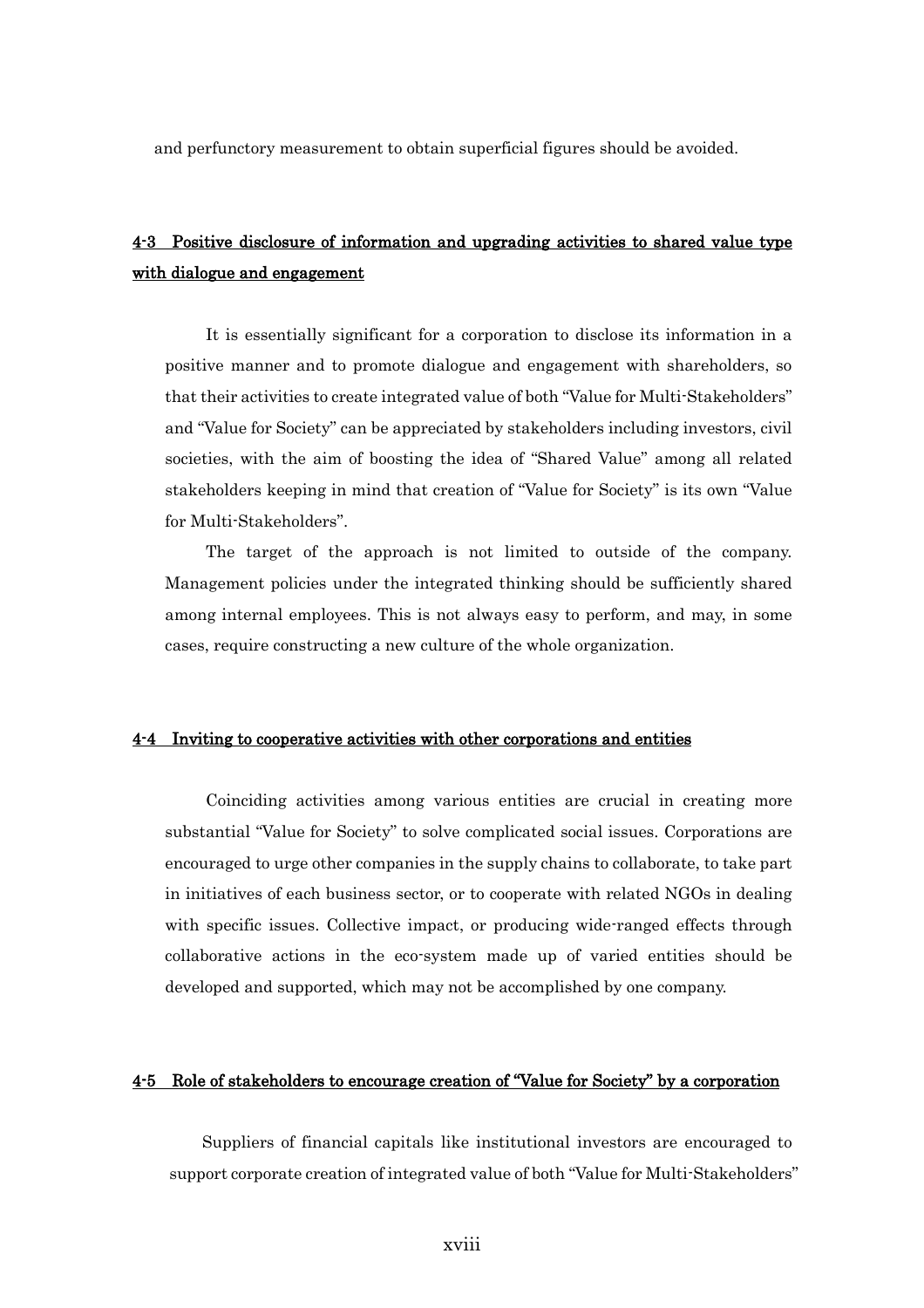and perfunctory measurement to obtain superficial figures should be avoided.

## 4-3 Positive disclosure of information and upgrading activities to shared value type with dialogue and engagement

It is essentially significant for a corporation to disclose its information in a positive manner and to promote dialogue and engagement with shareholders, so that their activities to create integrated value of both "Value for Multi-Stakeholders" and "Value for Society" can be appreciated by stakeholders including investors, civil societies, with the aim of boosting the idea of "Shared Value" among all related stakeholders keeping in mind that creation of "Value for Society" is its own "Value for Multi-Stakeholders".

The target of the approach is not limited to outside of the company. Management policies under the integrated thinking should be sufficiently shared among internal employees. This is not always easy to perform, and may, in some cases, require constructing a new culture of the whole organization.

## 4-4 Inviting to cooperative activities with other corporations and entities

Coinciding activities among various entities are crucial in creating more substantial "Value for Society" to solve complicated social issues. Corporations are encouraged to urge other companies in the supply chains to collaborate, to take part in initiatives of each business sector, or to cooperate with related NGOs in dealing with specific issues. Collective impact, or producing wide-ranged effects through collaborative actions in the eco-system made up of varied entities should be developed and supported, which may not be accomplished by one company.

## 4-5 Role of stakeholders to encourage creation of "Value for Society" by a corporation

Suppliers of financial capitals like institutional investors are encouraged to support corporate creation of integrated value of both "Value for Multi-Stakeholders"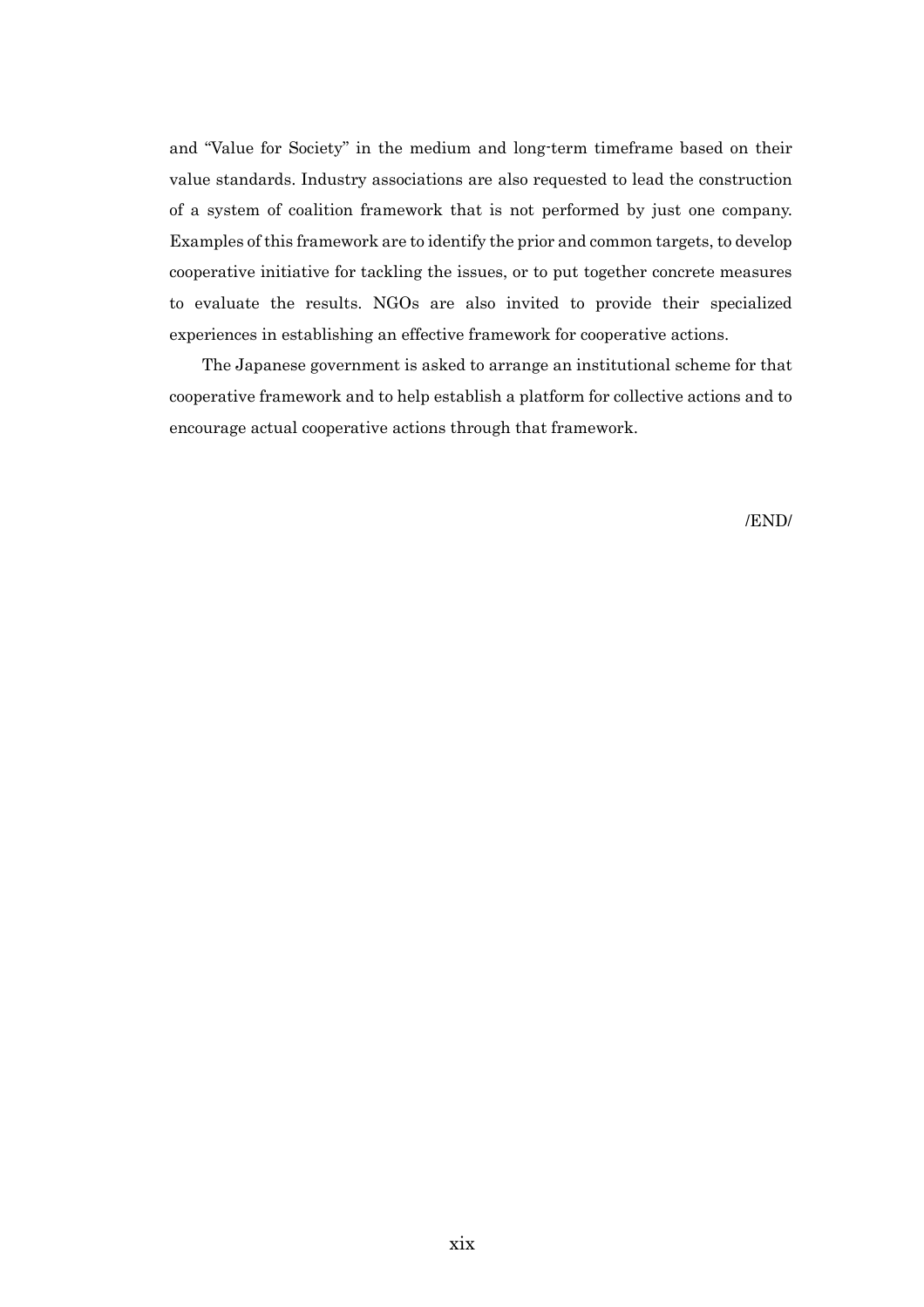and "Value for Society" in the medium and long-term timeframe based on their value standards. Industry associations are also requested to lead the construction of a system of coalition framework that is not performed by just one company. Examples of this framework are to identify the prior and common targets, to develop cooperative initiative for tackling the issues, or to put together concrete measures to evaluate the results. NGOs are also invited to provide their specialized experiences in establishing an effective framework for cooperative actions.

The Japanese government is asked to arrange an institutional scheme for that cooperative framework and to help establish a platform for collective actions and to encourage actual cooperative actions through that framework.

/END/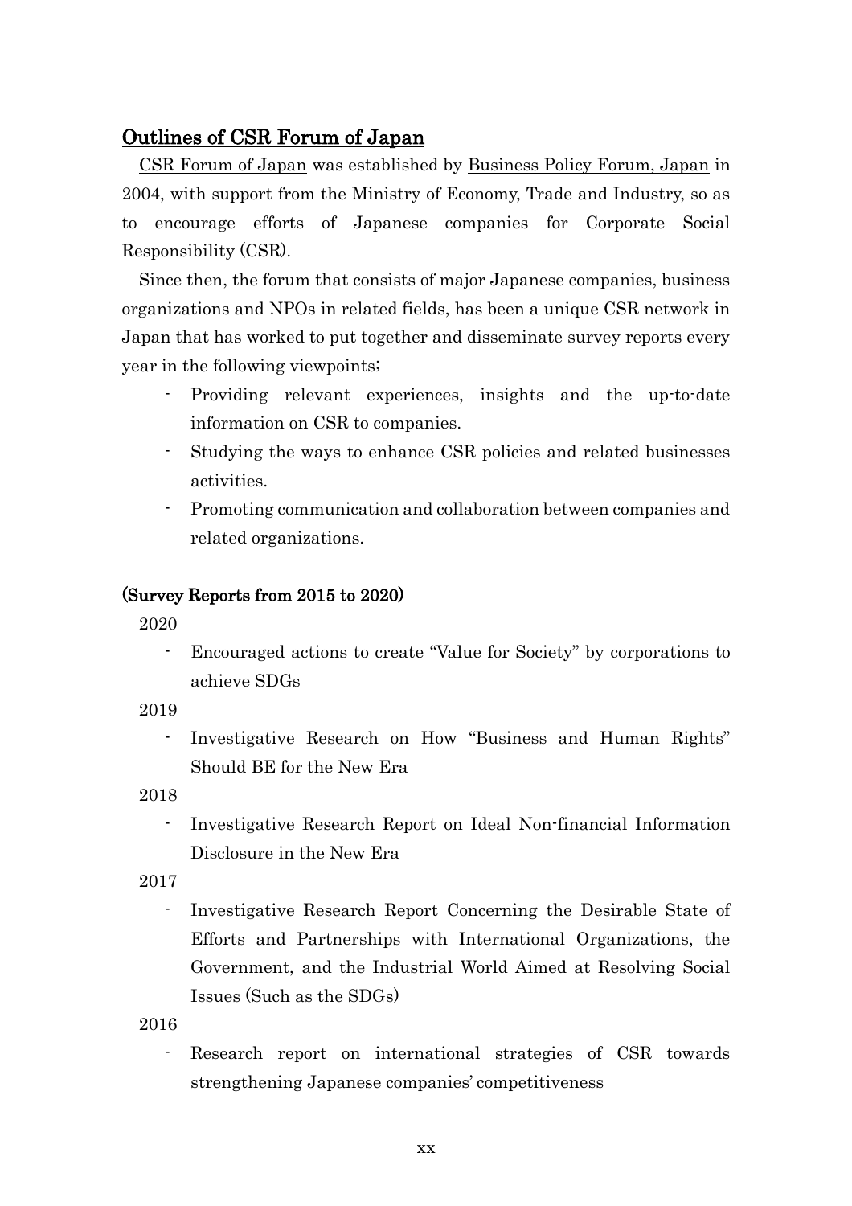## Outlines of CSR Forum of Japan

CSR Forum of Japan was established by Business Policy Forum, Japan in 2004, with support from the Ministry of Economy, Trade and Industry, so as to encourage efforts of Japanese companies for Corporate Social Responsibility (CSR).

Since then, the forum that consists of major Japanese companies, business organizations and NPOs in related fields, has been a unique CSR network in Japan that has worked to put together and disseminate survey reports every year in the following viewpoints;

- Providing relevant experiences, insights and the up-to-date information on CSR to companies.
- Studying the ways to enhance CSR policies and related businesses activities.
- Promoting communication and collaboration between companies and related organizations.

### (Survey Reports from 2015 to 2020)

2020

- Encouraged actions to create "Value for Society" by corporations to achieve SDGs

2019

- Investigative Research on How "Business and Human Rights" Should BE for the New Era

2018

- Investigative Research Report on Ideal Non-financial Information Disclosure in the New Era

2017

- Investigative Research Report Concerning the Desirable State of Efforts and Partnerships with International Organizations, the Government, and the Industrial World Aimed at Resolving Social Issues (Such as the SDGs)

2016

- Research report on international strategies of CSR towards strengthening Japanese companies' competitiveness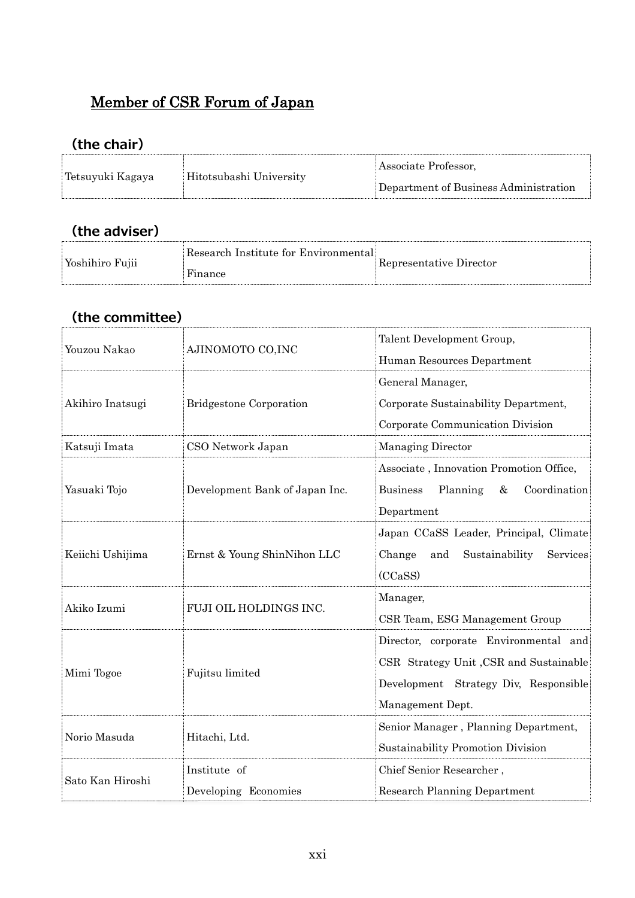# Member of CSR Forum of Japan

## (the chair)

| | | |
|---|---|---|
| Tetsuyuki Kagaya | Hitotsubashi University | Associate Professor, Department of Business Administration |

## (the adviser)

| | | |
|---|---|---|
| Yoshihiro Fujii | Research Institute for Environmental Finance | Representative Director |

## (the committee)

| | | |
|---|---|---|
| Youzou Nakao | AJINOMOTO CO,INC | Talent Development Group, Human Resources Department |
| Akihiro Inatsugi | Bridgestone Corporation | General Manager, Corporate Sustainability Department, Corporate Communication Division |
| Katsuji Imata | CSO Network Japan | Managing Director |
| Yasuaki Tojo | Development Bank of Japan Inc. | Associate , Innovation Promotion Office, Business Planning & Coordination Department |
| Keiichi Ushijima | Ernst & Young ShinNihon LLC | Japan CCaSS Leader, Principal, Climate Change and Sustainability Services (CCaSS) |
| Akiko Izumi | FUJI OIL HOLDINGS INC. | Manager, CSR Team, ESG Management Group |
| Mimi Togoe | Fujitsu limited | Director, corporate Environmental and CSR Strategy Unit ,CSR and Sustainable Development Strategy Div, Responsible Management Dept. |
| Norio Masuda | Hitachi, Ltd. | Senior Manager , Planning Department, Sustainability Promotion Division |
| Sato Kan Hiroshi | Institute of Developing Economies | Chief Senior Researcher , Research Planning Department |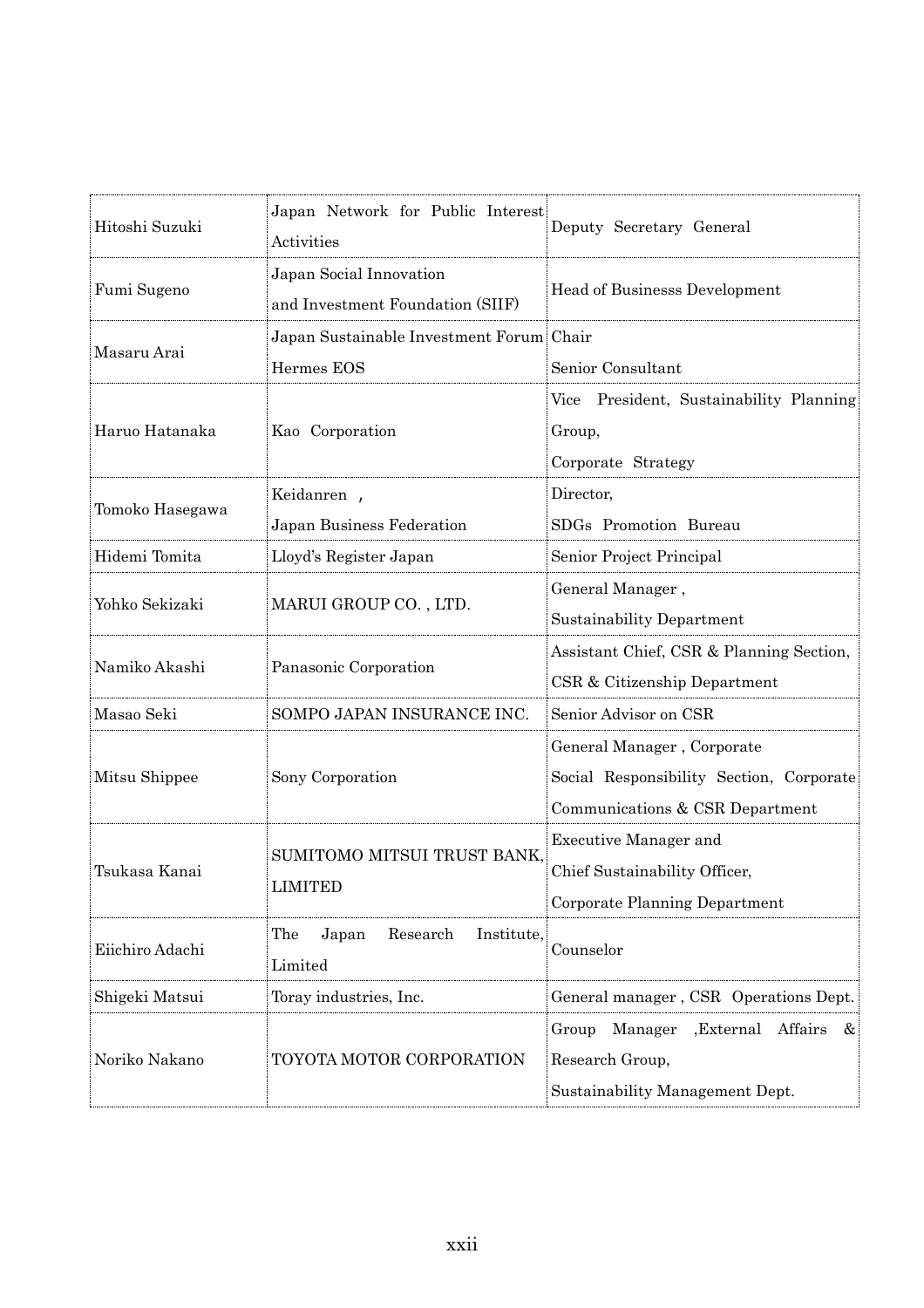| Hitoshi Suzuki | Japan Network for Public Interest Activities | Deputy Secretary General |
|---|---|---|
| Fumi Sugeno | Japan Social Innovation and Investment Foundation (SIIF) | Head of Businesss Development |
| Masaru Arai | Japan Sustainable Investment Forum<br>Hermes EOS | Chair<br>Senior Consultant |
| Haruo Hatanaka | Kao Corporation | Vice President, Sustainability Planning Group,<br>Corporate Strategy |
| Tomoko Hasegawa | Keidanren ,<br>Japan Business Federation | Director,<br>SDGs Promotion Bureau |
| Hidemi Tomita | Lloyd's Register Japan | Senior Project Principal |
| Yohko Sekizaki | MARUI GROUP CO. , LTD. | General Manager ,<br>Sustainability Department |
| Namiko Akashi | Panasonic Corporation | Assistant Chief, CSR & Planning Section,<br>CSR & Citizenship Department |
| Masao Seki | SOMPO JAPAN INSURANCE INC. | Senior Advisor on CSR |
| Mitsu Shippee | Sony Corporation | General Manager , Corporate Social Responsibility Section, Corporate Communications & CSR Department |
| Tsukasa Kanai | SUMITOMO MITSUI TRUST BANK, LIMITED | Executive Manager and<br>Chief Sustainability Officer,<br>Corporate Planning Department |
| Eiichiro Adachi | The Japan Research Institute, Limited | Counselor |
| Shigeki Matsui | Toray industries, Inc. | General manager , CSR Operations Dept. |
| Noriko Nakano | TOYOTA MOTOR CORPORATION | Group Manager ,External Affairs & Research Group,<br>Sustainability Management Dept. |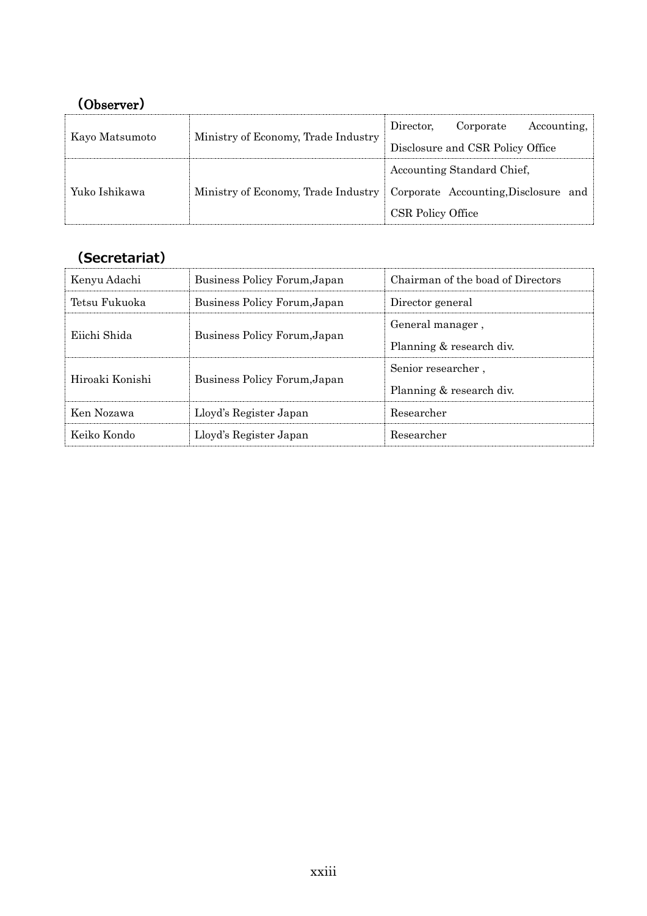## （Observer）

| | | |
|---|---|---|
| Kayo Matsumoto | Ministry of Economy, Trade Industry | Director, Corporate Accounting, Disclosure and CSR Policy Office |
| Yuko Ishikawa | Ministry of Economy, Trade Industry | Accounting Standard Chief, Corporate Accounting,Disclosure and CSR Policy Office |

## （Secretariat）

| | | |
|---|---|---|
| Kenyu Adachi | Business Policy Forum,Japan | Chairman of the boad of Directors |
| Tetsu Fukuoka | Business Policy Forum,Japan | Director general |
| Eiichi Shida | Business Policy Forum,Japan | General manager , Planning & research div. |
| Hiroaki Konishi | Business Policy Forum,Japan | Senior researcher , Planning & research div. |
| Ken Nozawa | Lloyd's Register Japan | Researcher |
| Keiko Kondo | Lloyd's Register Japan | Researcher |